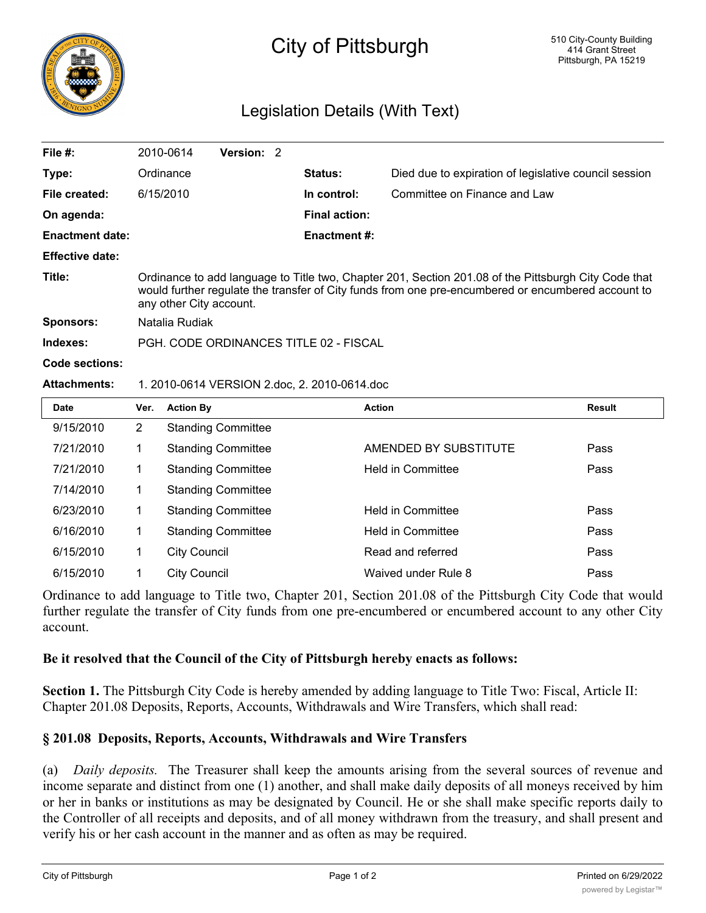# City of Pittsburgh

510 City-County Building
414 Grant Street
Pittsburgh, PA 15219

## Legislation Details (With Text)

| | | | |
|---|---|---|---|
| **File #:** | 2010-0614 **Version:** 2 | | |
| **Type:** | Ordinance | **Status:** | Died due to expiration of legislative council session |
| **File created:** | 6/15/2010 | **In control:** | Committee on Finance and Law |
| **On agenda:** | | **Final action:** | |
| **Enactment date:** | | **Enactment #:** | |
| **Effective date:** | | | |

**Title:** Ordinance to add language to Title two, Chapter 201, Section 201.08 of the Pittsburgh City Code that would further regulate the transfer of City funds from one pre-encumbered or encumbered account to any other City account.

**Sponsors:** Natalia Rudiak

**Indexes:** PGH. CODE ORDINANCES TITLE 02 - FISCAL

**Code sections:**

**Attachments:** 1. 2010-0614 VERSION 2.doc, 2. 2010-0614.doc

| Date | Ver. | Action By | Action | Result |
|---|---|---|---|---|
| 9/15/2010 | 2 | Standing Committee | | |
| 7/21/2010 | 1 | Standing Committee | AMENDED BY SUBSTITUTE | Pass |
| 7/21/2010 | 1 | Standing Committee | Held in Committee | Pass |
| 7/14/2010 | 1 | Standing Committee | | |
| 6/23/2010 | 1 | Standing Committee | Held in Committee | Pass |
| 6/16/2010 | 1 | Standing Committee | Held in Committee | Pass |
| 6/15/2010 | 1 | City Council | Read and referred | Pass |
| 6/15/2010 | 1 | City Council | Waived under Rule 8 | Pass |

Ordinance to add language to Title two, Chapter 201, Section 201.08 of the Pittsburgh City Code that would further regulate the transfer of City funds from one pre-encumbered or encumbered account to any other City account.

**Be it resolved that the Council of the City of Pittsburgh hereby enacts as follows:**

**Section 1.** The Pittsburgh City Code is hereby amended by adding language to Title Two: Fiscal, Article II: Chapter 201.08 Deposits, Reports, Accounts, Withdrawals and Wire Transfers, which shall read:

### § 201.08 Deposits, Reports, Accounts, Withdrawals and Wire Transfers

(a) *Daily deposits.* The Treasurer shall keep the amounts arising from the several sources of revenue and income separate and distinct from one (1) another, and shall make daily deposits of all moneys received by him or her in banks or institutions as may be designated by Council. He or she shall make specific reports daily to the Controller of all receipts and deposits, and of all money withdrawn from the treasury, and shall present and verify his or her cash account in the manner and as often as may be required.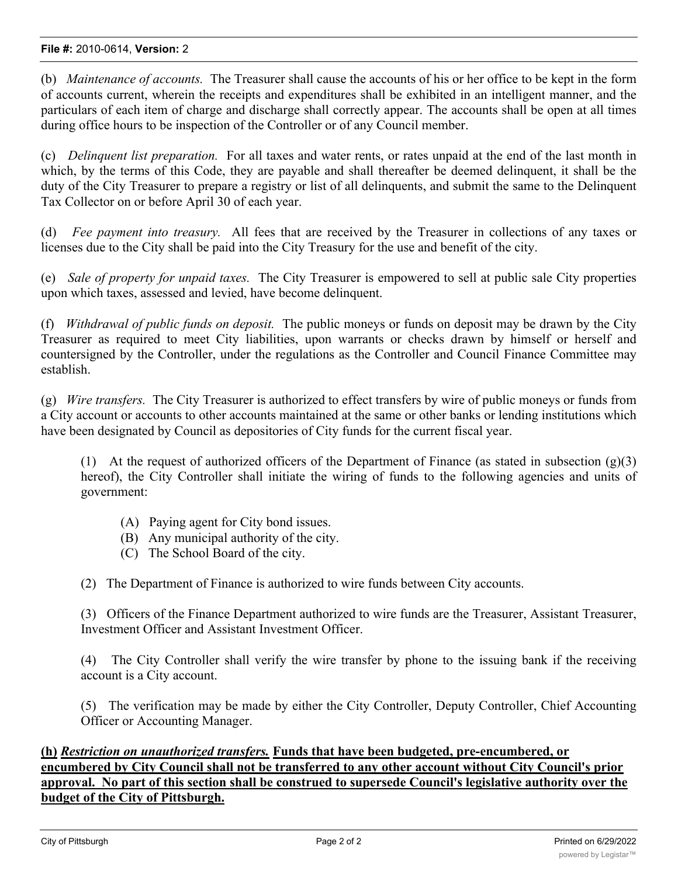(b) *Maintenance of accounts.* The Treasurer shall cause the accounts of his or her office to be kept in the form of accounts current, wherein the receipts and expenditures shall be exhibited in an intelligent manner, and the particulars of each item of charge and discharge shall correctly appear. The accounts shall be open at all times during office hours to be inspection of the Controller or of any Council member.

(c) *Delinquent list preparation.* For all taxes and water rents, or rates unpaid at the end of the last month in which, by the terms of this Code, they are payable and shall thereafter be deemed delinquent, it shall be the duty of the City Treasurer to prepare a registry or list of all delinquents, and submit the same to the Delinquent Tax Collector on or before April 30 of each year.

(d) *Fee payment into treasury.* All fees that are received by the Treasurer in collections of any taxes or licenses due to the City shall be paid into the City Treasury for the use and benefit of the city.

(e) *Sale of property for unpaid taxes.* The City Treasurer is empowered to sell at public sale City properties upon which taxes, assessed and levied, have become delinquent.

(f) *Withdrawal of public funds on deposit.* The public moneys or funds on deposit may be drawn by the City Treasurer as required to meet City liabilities, upon warrants or checks drawn by himself or herself and countersigned by the Controller, under the regulations as the Controller and Council Finance Committee may establish.

(g) *Wire transfers.* The City Treasurer is authorized to effect transfers by wire of public moneys or funds from a City account or accounts to other accounts maintained at the same or other banks or lending institutions which have been designated by Council as depositories of City funds for the current fiscal year.

> (1) At the request of authorized officers of the Department of Finance (as stated in subsection (g)(3) hereof), the City Controller shall initiate the wiring of funds to the following agencies and units of government:
>
> > (A) Paying agent for City bond issues.
> > (B) Any municipal authority of the city.
> > (C) The School Board of the city.
>
> (2) The Department of Finance is authorized to wire funds between City accounts.
>
> (3) Officers of the Finance Department authorized to wire funds are the Treasurer, Assistant Treasurer, Investment Officer and Assistant Investment Officer.
>
> (4) The City Controller shall verify the wire transfer by phone to the issuing bank if the receiving account is a City account.
>
> (5) The verification may be made by either the City Controller, Deputy Controller, Chief Accounting Officer or Accounting Manager.

<u>**(h)**</u> <u>***Restriction on unauthorized transfers.***</u> <u>**Funds that have been budgeted, pre-encumbered, or encumbered by City Council shall not be transferred to any other account without City Council's prior approval. No part of this section shall be construed to supersede Council's legislative authority over the budget of the City of Pittsburgh.**</u>